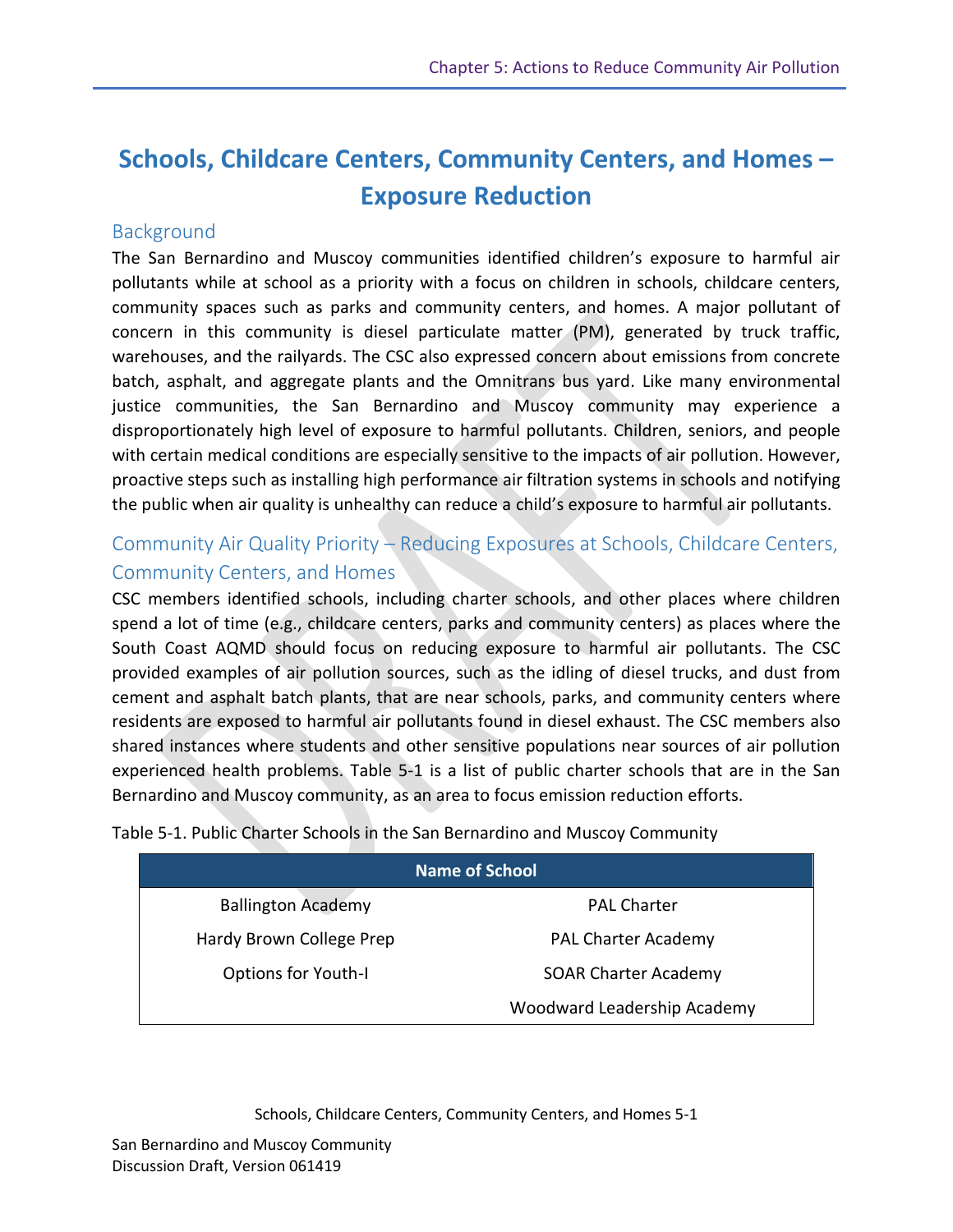# Schools, Childcare Centers, Community Centers, and Homes – Exposure Reduction

## Background

The San Bernardino and Muscoy communities identified children's exposure to harmful air pollutants while at school as a priority with a focus on children in schools, childcare centers, community spaces such as parks and community centers, and homes. A major pollutant of concern in this community is diesel particulate matter (PM), generated by truck traffic, warehouses, and the railyards. The CSC also expressed concern about emissions from concrete batch, asphalt, and aggregate plants and the Omnitrans bus yard. Like many environmental justice communities, the San Bernardino and Muscoy community may experience a disproportionately high level of exposure to harmful pollutants. Children, seniors, and people with certain medical conditions are especially sensitive to the impacts of air pollution. However, proactive steps such as installing high performance air filtration systems in schools and notifying the public when air quality is unhealthy can reduce a child's exposure to harmful air pollutants.

## Community Air Quality Priority – Reducing Exposures at Schools, Childcare Centers, Community Centers, and Homes

CSC members identified schools, including charter schools, and other places where children spend a lot of time (e.g., childcare centers, parks and community centers) as places where the South Coast AQMD should focus on reducing exposure to harmful air pollutants. The CSC provided examples of air pollution sources, such as the idling of diesel trucks, and dust from cement and asphalt batch plants, that are near schools, parks, and community centers where residents are exposed to harmful air pollutants found in diesel exhaust. The CSC members also shared instances where students and other sensitive populations near sources of air pollution experienced health problems. Table 5-1 is a list of public charter schools that are in the San Bernardino and Muscoy community, as an area to focus emission reduction efforts.

Table 5-1. Public Charter Schools in the San Bernardino and Muscoy Community

| Name of School | |
|---|---|
| Ballington Academy | PAL Charter |
| Hardy Brown College Prep | PAL Charter Academy |
| Options for Youth-I | SOAR Charter Academy |
| | Woodward Leadership Academy |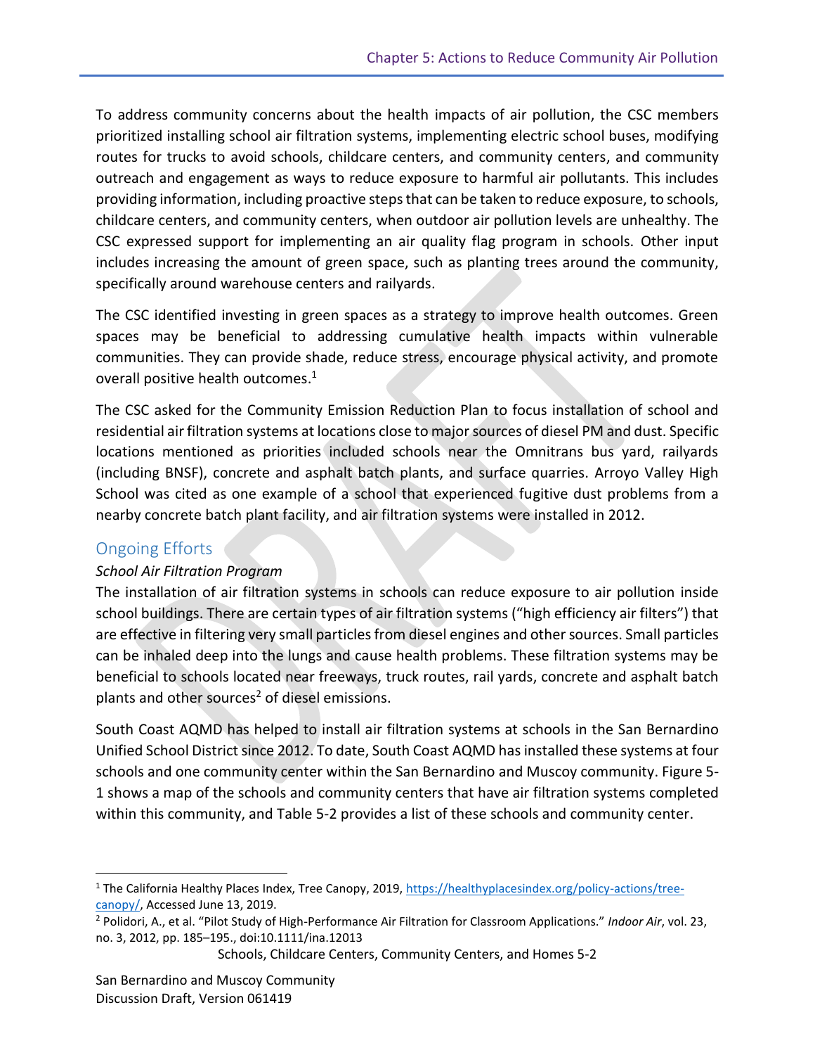To address community concerns about the health impacts of air pollution, the CSC members prioritized installing school air filtration systems, implementing electric school buses, modifying routes for trucks to avoid schools, childcare centers, and community centers, and community outreach and engagement as ways to reduce exposure to harmful air pollutants. This includes providing information, including proactive steps that can be taken to reduce exposure, to schools, childcare centers, and community centers, when outdoor air pollution levels are unhealthy. The CSC expressed support for implementing an air quality flag program in schools. Other input includes increasing the amount of green space, such as planting trees around the community, specifically around warehouse centers and railyards.

The CSC identified investing in green spaces as a strategy to improve health outcomes. Green spaces may be beneficial to addressing cumulative health impacts within vulnerable communities. They can provide shade, reduce stress, encourage physical activity, and promote overall positive health outcomes.[1]

The CSC asked for the Community Emission Reduction Plan to focus installation of school and residential air filtration systems at locations close to major sources of diesel PM and dust. Specific locations mentioned as priorities included schools near the Omnitrans bus yard, railyards (including BNSF), concrete and asphalt batch plants, and surface quarries. Arroyo Valley High School was cited as one example of a school that experienced fugitive dust problems from a nearby concrete batch plant facility, and air filtration systems were installed in 2012.

## Ongoing Efforts

*School Air Filtration Program*

The installation of air filtration systems in schools can reduce exposure to air pollution inside school buildings. There are certain types of air filtration systems ("high efficiency air filters") that are effective in filtering very small particles from diesel engines and other sources. Small particles can be inhaled deep into the lungs and cause health problems. These filtration systems may be beneficial to schools located near freeways, truck routes, rail yards, concrete and asphalt batch plants and other sources[2] of diesel emissions.

South Coast AQMD has helped to install air filtration systems at schools in the San Bernardino Unified School District since 2012. To date, South Coast AQMD has installed these systems at four schools and one community center within the San Bernardino and Muscoy community. Figure 5-1 shows a map of the schools and community centers that have air filtration systems completed within this community, and Table 5-2 provides a list of these schools and community center.

---

[1] The California Healthy Places Index, Tree Canopy, 2019, https://healthyplacesindex.org/policy-actions/tree-canopy/, Accessed June 13, 2019.

[2] Polidori, A., et al. "Pilot Study of High-Performance Air Filtration for Classroom Applications." *Indoor Air*, vol. 23, no. 3, 2012, pp. 185–195., doi:10.1111/ina.12013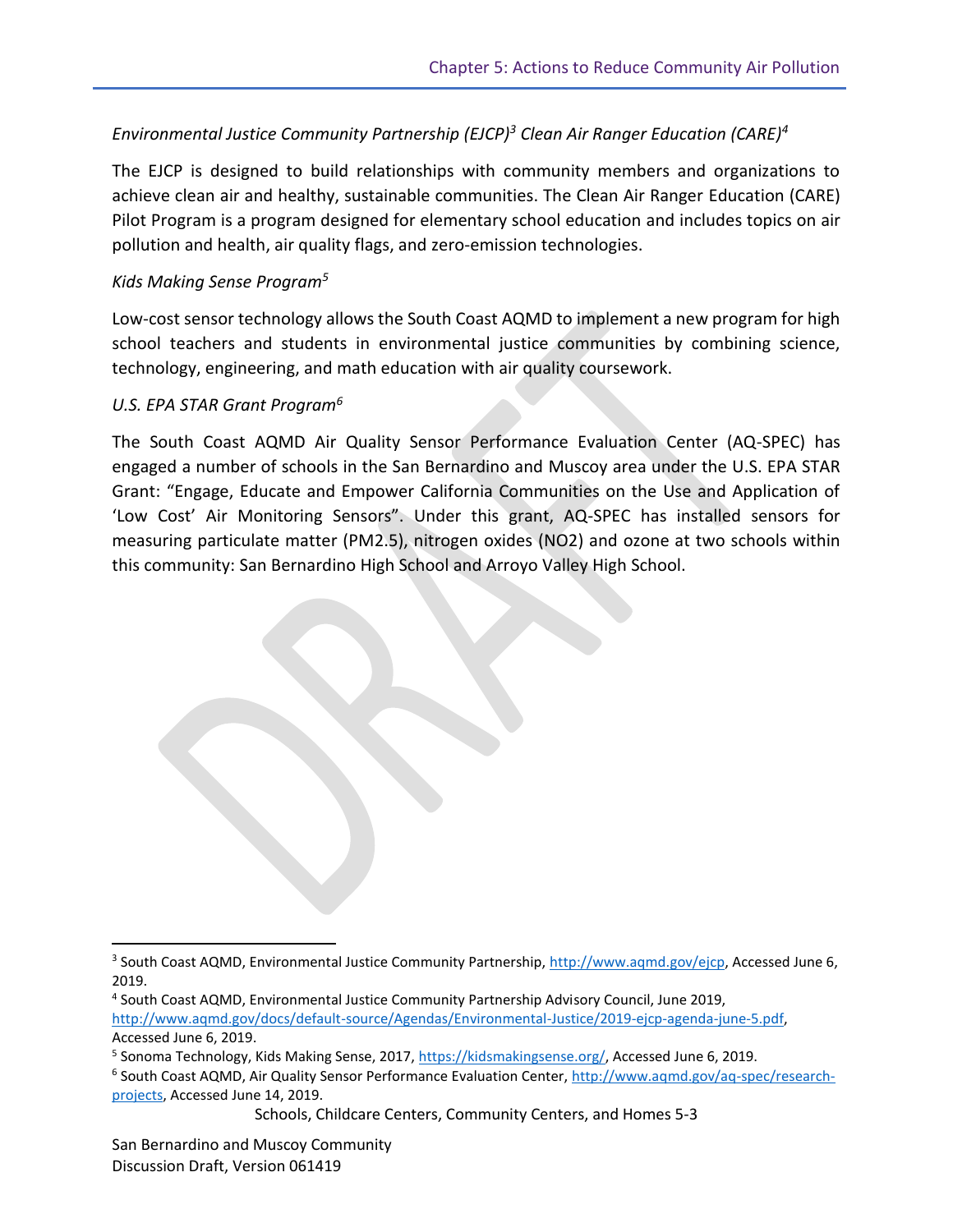*Environmental Justice Community Partnership (EJCP)[3] Clean Air Ranger Education (CARE)[4]*

The EJCP is designed to build relationships with community members and organizations to achieve clean air and healthy, sustainable communities. The Clean Air Ranger Education (CARE) Pilot Program is a program designed for elementary school education and includes topics on air pollution and health, air quality flags, and zero-emission technologies.

*Kids Making Sense Program[5]*

Low-cost sensor technology allows the South Coast AQMD to implement a new program for high school teachers and students in environmental justice communities by combining science, technology, engineering, and math education with air quality coursework.

*U.S. EPA STAR Grant Program[6]*

The South Coast AQMD Air Quality Sensor Performance Evaluation Center (AQ-SPEC) has engaged a number of schools in the San Bernardino and Muscoy area under the U.S. EPA STAR Grant: "Engage, Educate and Empower California Communities on the Use and Application of 'Low Cost' Air Monitoring Sensors". Under this grant, AQ-SPEC has installed sensors for measuring particulate matter (PM2.5), nitrogen oxides (NO2) and ozone at two schools within this community: San Bernardino High School and Arroyo Valley High School.

---

[3] South Coast AQMD, Environmental Justice Community Partnership, http://www.aqmd.gov/ejcp, Accessed June 6, 2019.

[4] South Coast AQMD, Environmental Justice Community Partnership Advisory Council, June 2019, http://www.aqmd.gov/docs/default-source/Agendas/Environmental-Justice/2019-ejcp-agenda-june-5.pdf, Accessed June 6, 2019.

[5] Sonoma Technology, Kids Making Sense, 2017, https://kidsmakingsense.org/, Accessed June 6, 2019.

[6] South Coast AQMD, Air Quality Sensor Performance Evaluation Center, http://www.aqmd.gov/aq-spec/research-projects, Accessed June 14, 2019.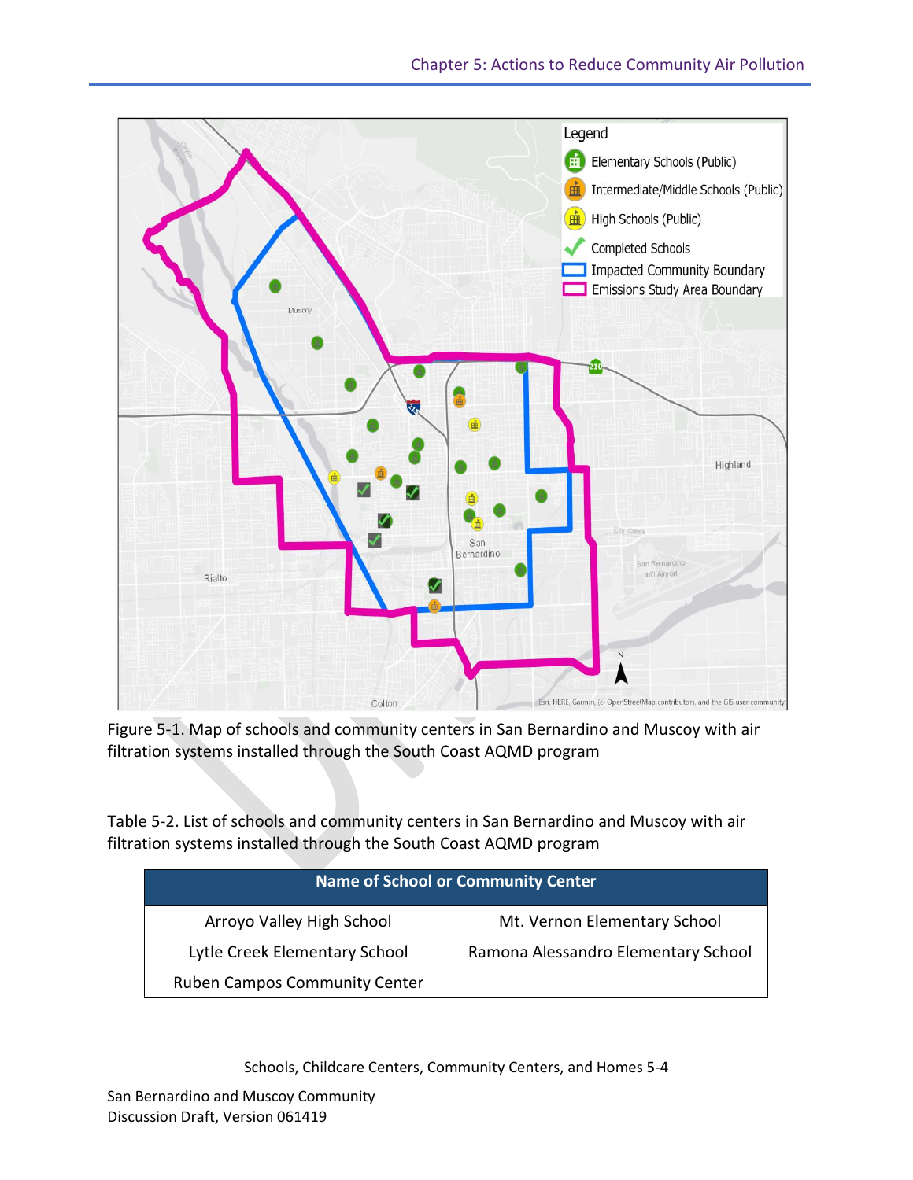Figure 5-1. Map of schools and community centers in San Bernardino and Muscoy with air filtration systems installed through the South Coast AQMD program

Table 5-2. List of schools and community centers in San Bernardino and Muscoy with air filtration systems installed through the South Coast AQMD program

| Name of School or Community Center | |
|---|---|
| Arroyo Valley High School | Mt. Vernon Elementary School |
| Lytle Creek Elementary School | Ramona Alessandro Elementary School |
| Ruben Campos Community Center | |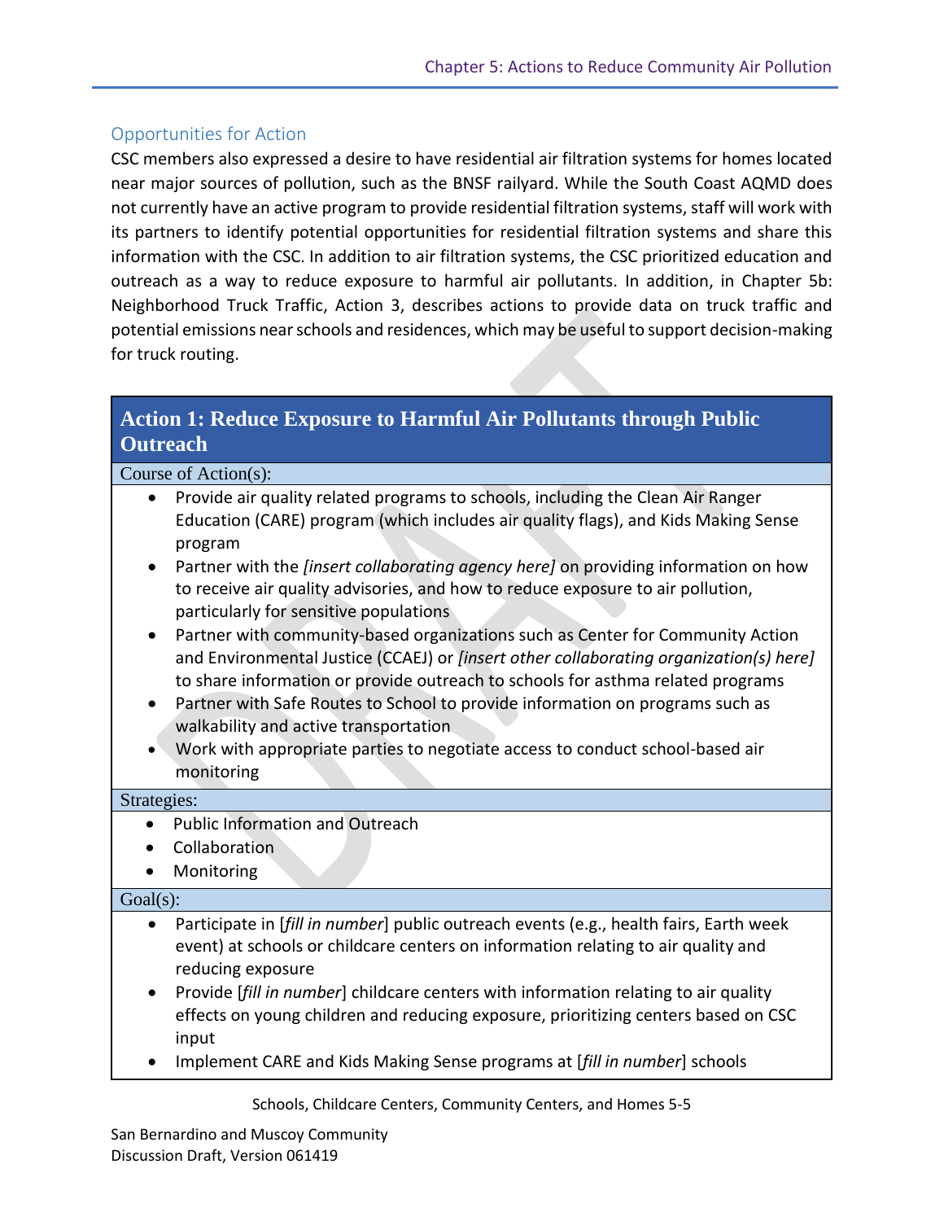## Opportunities for Action

CSC members also expressed a desire to have residential air filtration systems for homes located near major sources of pollution, such as the BNSF railyard. While the South Coast AQMD does not currently have an active program to provide residential filtration systems, staff will work with its partners to identify potential opportunities for residential filtration systems and share this information with the CSC. In addition to air filtration systems, the CSC prioritized education and outreach as a way to reduce exposure to harmful air pollutants. In addition, in Chapter 5b: Neighborhood Truck Traffic, Action 3, describes actions to provide data on truck traffic and potential emissions near schools and residences, which may be useful to support decision-making for truck routing.

### Action 1: Reduce Exposure to Harmful Air Pollutants through Public Outreach

**Course of Action(s):**

- Provide air quality related programs to schools, including the Clean Air Ranger Education (CARE) program (which includes air quality flags), and Kids Making Sense program
- Partner with the *[insert collaborating agency here]* on providing information on how to receive air quality advisories, and how to reduce exposure to air pollution, particularly for sensitive populations
- Partner with community-based organizations such as Center for Community Action and Environmental Justice (CCAEJ) or *[insert other collaborating organization(s) here]* to share information or provide outreach to schools for asthma related programs
- Partner with Safe Routes to School to provide information on programs such as walkability and active transportation
- Work with appropriate parties to negotiate access to conduct school-based air monitoring

**Strategies:**

- Public Information and Outreach
- Collaboration
- Monitoring

**Goal(s):**

- Participate in [*fill in number*] public outreach events (e.g., health fairs, Earth week event) at schools or childcare centers on information relating to air quality and reducing exposure
- Provide [*fill in number*] childcare centers with information relating to air quality effects on young children and reducing exposure, prioritizing centers based on CSC input
- Implement CARE and Kids Making Sense programs at [*fill in number*] schools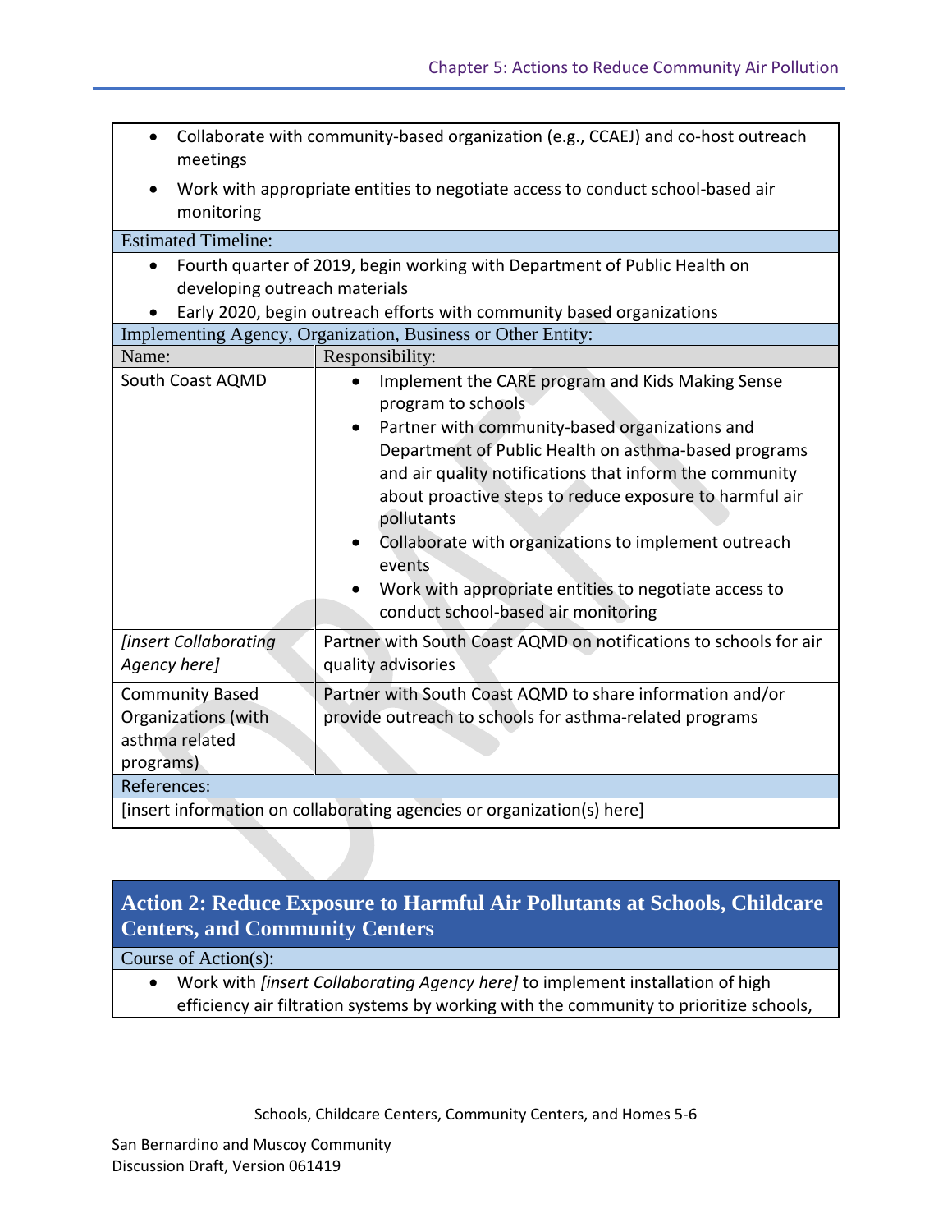- Collaborate with community-based organization (e.g., CCAEJ) and co-host outreach meetings
- Work with appropriate entities to negotiate access to conduct school-based air monitoring

**Estimated Timeline:**

- Fourth quarter of 2019, begin working with Department of Public Health on developing outreach materials
- Early 2020, begin outreach efforts with community based organizations

**Implementing Agency, Organization, Business or Other Entity:**

| Name: | Responsibility: |
|---|---|
| South Coast AQMD | • Implement the CARE program and Kids Making Sense program to schools<br>• Partner with community-based organizations and Department of Public Health on asthma-based programs and air quality notifications that inform the community about proactive steps to reduce exposure to harmful air pollutants<br>• Collaborate with organizations to implement outreach events<br>• Work with appropriate entities to negotiate access to conduct school-based air monitoring |
| *[insert Collaborating Agency here]* | Partner with South Coast AQMD on notifications to schools for air quality advisories |
| Community Based Organizations (with asthma related programs) | Partner with South Coast AQMD to share information and/or provide outreach to schools for asthma-related programs |

**References:**

[insert information on collaborating agencies or organization(s) here]

## Action 2: Reduce Exposure to Harmful Air Pollutants at Schools, Childcare Centers, and Community Centers

**Course of Action(s):**

- Work with *[insert Collaborating Agency here]* to implement installation of high efficiency air filtration systems by working with the community to prioritize schools,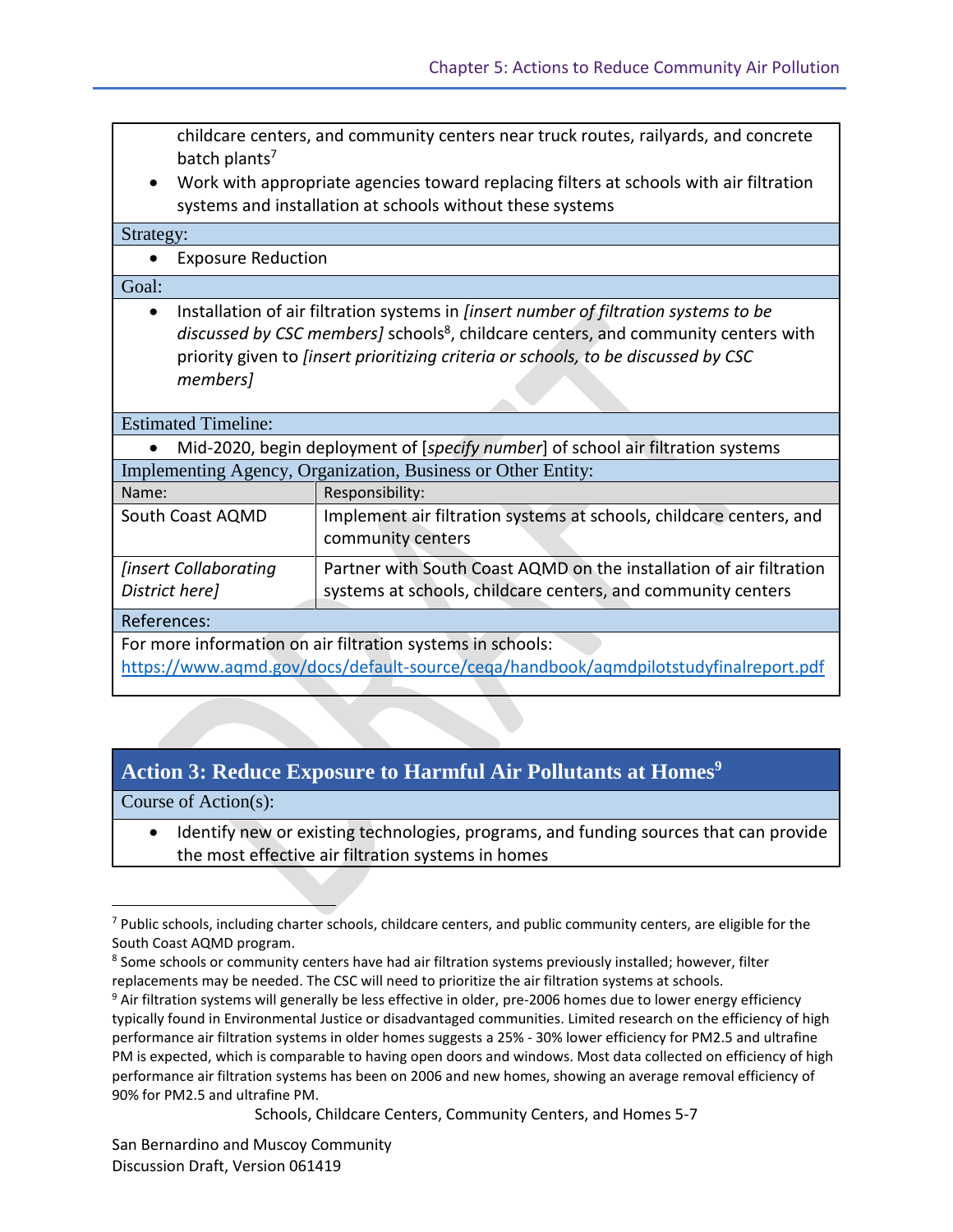childcare centers, and community centers near truck routes, railyards, and concrete batch plants[7]
- Work with appropriate agencies toward replacing filters at schools with air filtration systems and installation at schools without these systems

Strategy:

- Exposure Reduction

Goal:

- Installation of air filtration systems in *[insert number of filtration systems to be discussed by CSC members]* schools[8], childcare centers, and community centers with priority given to *[insert prioritizing criteria or schools, to be discussed by CSC members]*

Estimated Timeline:

- Mid-2020, begin deployment of [*specify number*] of school air filtration systems

Implementing Agency, Organization, Business or Other Entity:

| Name: | Responsibility: |
|---|---|
| South Coast AQMD | Implement air filtration systems at schools, childcare centers, and community centers |
| *[insert Collaborating District here]* | Partner with South Coast AQMD on the installation of air filtration systems at schools, childcare centers, and community centers |

References:

For more information on air filtration systems in schools:
https://www.aqmd.gov/docs/default-source/ceqa/handbook/aqmdpilotstudyfinalreport.pdf

## Action 3: Reduce Exposure to Harmful Air Pollutants at Homes[9]

Course of Action(s):

- Identify new or existing technologies, programs, and funding sources that can provide the most effective air filtration systems in homes

---

[7] Public schools, including charter schools, childcare centers, and public community centers, are eligible for the South Coast AQMD program.

[8] Some schools or community centers have had air filtration systems previously installed; however, filter replacements may be needed. The CSC will need to prioritize the air filtration systems at schools.

[9] Air filtration systems will generally be less effective in older, pre-2006 homes due to lower energy efficiency typically found in Environmental Justice or disadvantaged communities. Limited research on the efficiency of high performance air filtration systems in older homes suggests a 25% - 30% lower efficiency for PM2.5 and ultrafine PM is expected, which is comparable to having open doors and windows. Most data collected on efficiency of high performance air filtration systems has been on 2006 and new homes, showing an average removal efficiency of 90% for PM2.5 and ultrafine PM.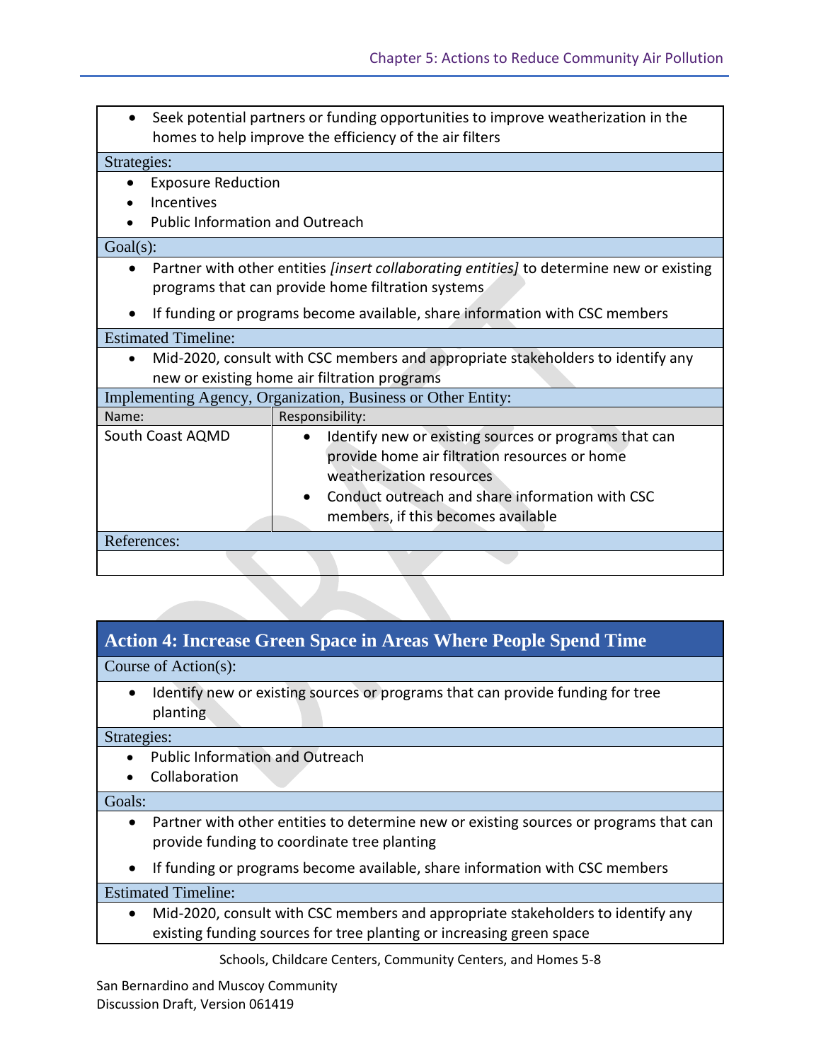- Seek potential partners or funding opportunities to improve weatherization in the homes to help improve the efficiency of the air filters

**Strategies:**

- Exposure Reduction
- Incentives
- Public Information and Outreach

**Goal(s):**

- Partner with other entities *[insert collaborating entities]* to determine new or existing programs that can provide home filtration systems
- If funding or programs become available, share information with CSC members

**Estimated Timeline:**

- Mid-2020, consult with CSC members and appropriate stakeholders to identify any new or existing home air filtration programs

**Implementing Agency, Organization, Business or Other Entity:**

| Name: | Responsibility: |
| --- | --- |
| South Coast AQMD | • Identify new or existing sources or programs that can provide home air filtration resources or home weatherization resources<br>• Conduct outreach and share information with CSC members, if this becomes available |

**References:**

## Action 4: Increase Green Space in Areas Where People Spend Time

**Course of Action(s):**

- Identify new or existing sources or programs that can provide funding for tree planting

**Strategies:**

- Public Information and Outreach
- Collaboration

**Goals:**

- Partner with other entities to determine new or existing sources or programs that can provide funding to coordinate tree planting
- If funding or programs become available, share information with CSC members

**Estimated Timeline:**

- Mid-2020, consult with CSC members and appropriate stakeholders to identify any existing funding sources for tree planting or increasing green space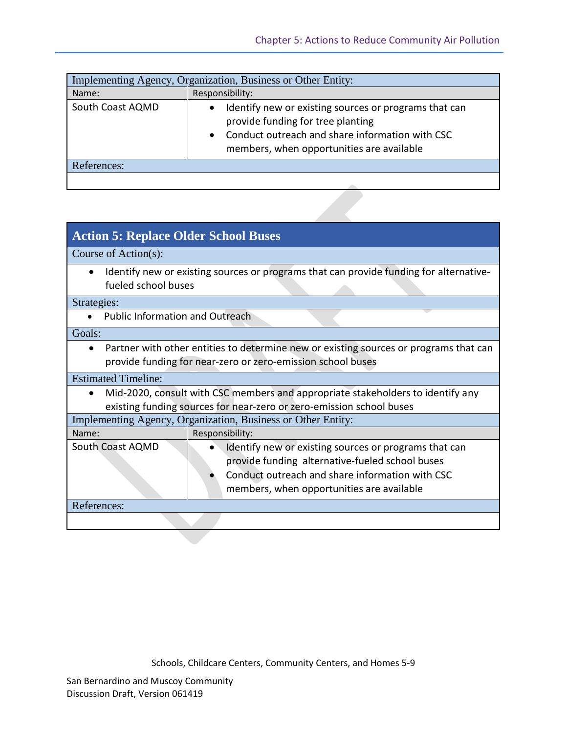| Implementing Agency, Organization, Business or Other Entity: | |
|---|---|
| Name: | Responsibility: |
| South Coast AQMD | • Identify new or existing sources or programs that can provide funding for tree planting<br>• Conduct outreach and share information with CSC members, when opportunities are available |
| References: | |
| | |

## Action 5: Replace Older School Buses

**Course of Action(s):**

- Identify new or existing sources or programs that can provide funding for alternative-fueled school buses

**Strategies:**

- Public Information and Outreach

**Goals:**

- Partner with other entities to determine new or existing sources or programs that can provide funding for near-zero or zero-emission school buses

**Estimated Timeline:**

- Mid-2020, consult with CSC members and appropriate stakeholders to identify any existing funding sources for near-zero or zero-emission school buses

| Implementing Agency, Organization, Business or Other Entity: | |
|---|---|
| Name: | Responsibility: |
| South Coast AQMD | • Identify new or existing sources or programs that can provide funding  alternative-fueled school buses<br>• Conduct outreach and share information with CSC members, when opportunities are available |
| References: | |
| | |